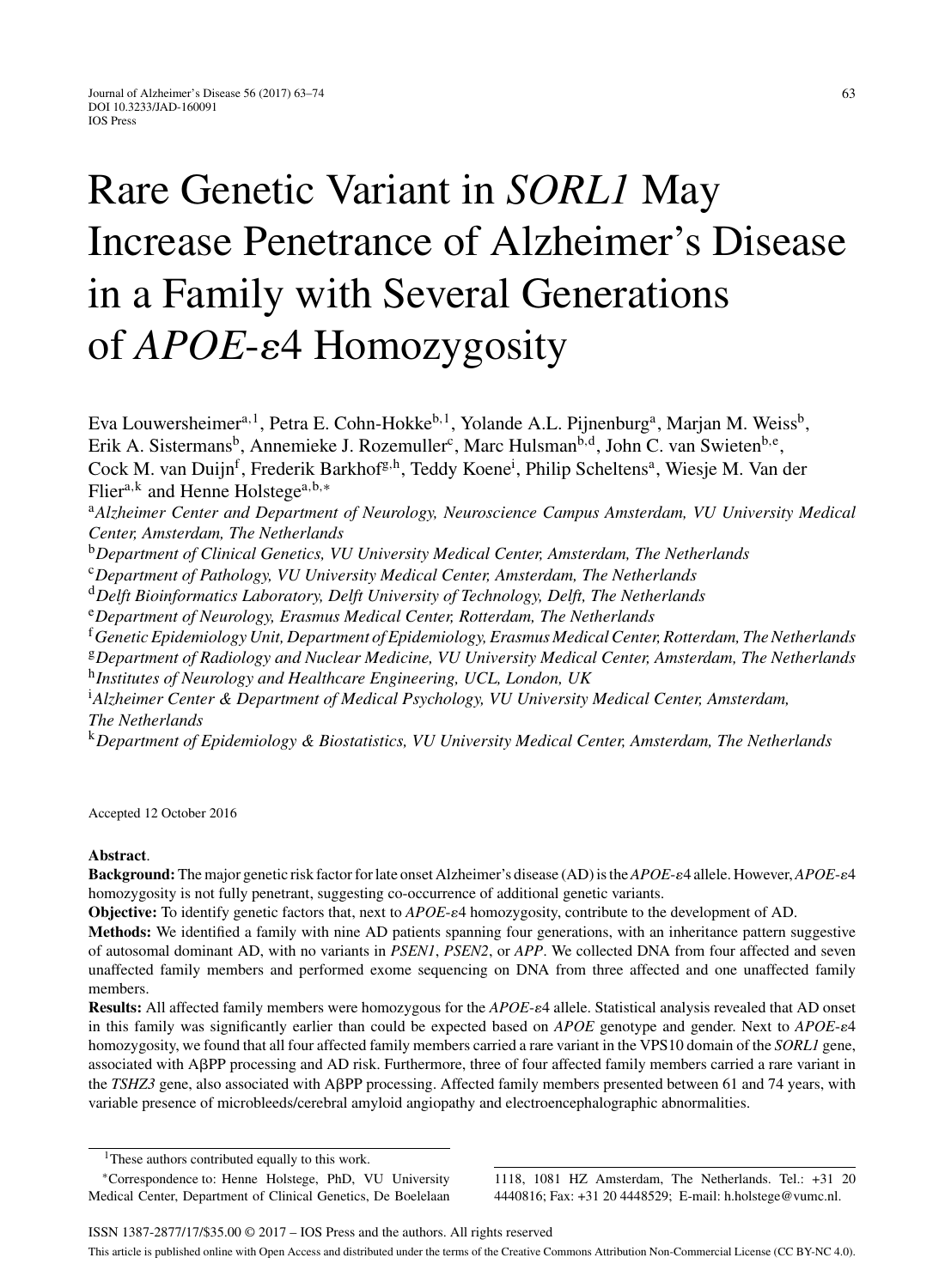# Rare Genetic Variant in *SORL1* May Increase Penetrance of Alzheimer's Disease in a Family with Several Generations of *APOE*-ε4 Homozygosity

Eva Louwersheimer[a,1], Petra E. Cohn-Hokke[b,1], Yolande A.L. Pijnenburg[a], Marjan M. Weiss[b], Erik A. Sistermans[b], Annemieke J. Rozemuller[c], Marc Hulsman[b,d], John C. van Swieten[b,e], Cock M. van Duijn[f], Frederik Barkhof[g,h], Teddy Koene[i], Philip Scheltens[a], Wiesje M. Van der Flier[a,k] and Henne Holstege[a,b,*]

[a] *Alzheimer Center and Department of Neurology, Neuroscience Campus Amsterdam, VU University Medical Center, Amsterdam, The Netherlands*
[b] *Department of Clinical Genetics, VU University Medical Center, Amsterdam, The Netherlands*
[c] *Department of Pathology, VU University Medical Center, Amsterdam, The Netherlands*
[d] *Delft Bioinformatics Laboratory, Delft University of Technology, Delft, The Netherlands*
[e] *Department of Neurology, Erasmus Medical Center, Rotterdam, The Netherlands*
[f] *Genetic Epidemiology Unit, Department of Epidemiology, Erasmus Medical Center, Rotterdam, The Netherlands*
[g] *Department of Radiology and Nuclear Medicine, VU University Medical Center, Amsterdam, The Netherlands*
[h] *Institutes of Neurology and Healthcare Engineering, UCL, London, UK*
[i] *Alzheimer Center & Department of Medical Psychology, VU University Medical Center, Amsterdam, The Netherlands*
[k] *Department of Epidemiology & Biostatistics, VU University Medical Center, Amsterdam, The Netherlands*

Accepted 12 October 2016

**Abstract**.

**Background:** The major genetic risk factor for late onset Alzheimer's disease (AD) is the *APOE*-ε4 allele. However, *APOE*-ε4 homozygosity is not fully penetrant, suggesting co-occurrence of additional genetic variants.

**Objective:** To identify genetic factors that, next to *APOE*-ε4 homozygosity, contribute to the development of AD.

**Methods:** We identified a family with nine AD patients spanning four generations, with an inheritance pattern suggestive of autosomal dominant AD, with no variants in *PSEN1*, *PSEN2*, or *APP*. We collected DNA from four affected and seven unaffected family members and performed exome sequencing on DNA from three affected and one unaffected family members.

**Results:** All affected family members were homozygous for the *APOE*-ε4 allele. Statistical analysis revealed that AD onset in this family was significantly earlier than could be expected based on *APOE* genotype and gender. Next to *APOE*-ε4 homozygosity, we found that all four affected family members carried a rare variant in the VPS10 domain of the *SORL1* gene, associated with AβPP processing and AD risk. Furthermore, three of four affected family members carried a rare variant in the *TSHZ3* gene, also associated with AβPP processing. Affected family members presented between 61 and 74 years, with variable presence of microbleeds/cerebral amyloid angiopathy and electroencephalographic abnormalities.

[1] These authors contributed equally to this work.

*Correspondence to: Henne Holstege, PhD, VU University Medical Center, Department of Clinical Genetics, De Boelelaan 1118, 1081 HZ Amsterdam, The Netherlands. Tel.: +31 20 4440816; Fax: +31 20 4448529; E-mail: h.holstege@vumc.nl.

ISSN 1387-2877/17/$35.00 © 2017 – IOS Press and the authors. All rights reserved

This article is published online with Open Access and distributed under the terms of the Creative Commons Attribution Non-Commercial License (CC BY-NC 4.0).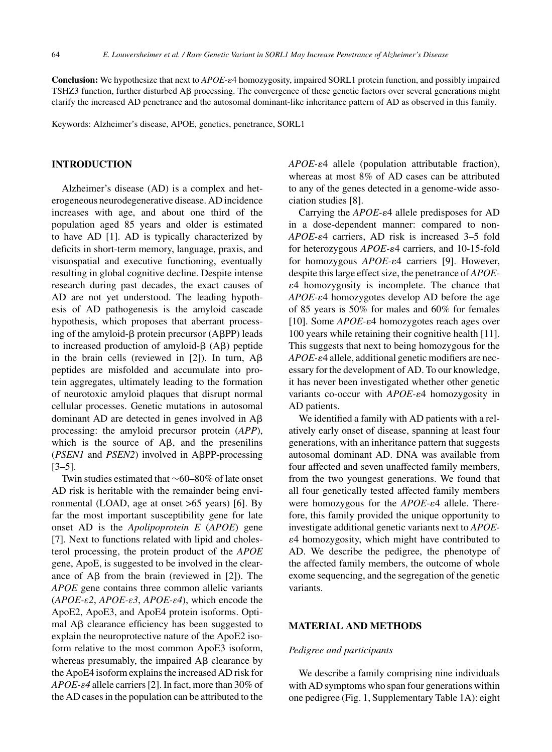**Conclusion:** We hypothesize that next to *APOE-ε*4 homozygosity, impaired SORL1 protein function, and possibly impaired TSHZ3 function, further disturbed Aβ processing. The convergence of these genetic factors over several generations might clarify the increased AD penetrance and the autosomal dominant-like inheritance pattern of AD as observed in this family.

Keywords: Alzheimer's disease, APOE, genetics, penetrance, SORL1

## INTRODUCTION

Alzheimer's disease (AD) is a complex and heterogeneous neurodegenerative disease. AD incidence increases with age, and about one third of the population aged 85 years and older is estimated to have AD [1]. AD is typically characterized by deficits in short-term memory, language, praxis, and visuospatial and executive functioning, eventually resulting in global cognitive decline. Despite intense research during past decades, the exact causes of AD are not yet understood. The leading hypothesis of AD pathogenesis is the amyloid cascade hypothesis, which proposes that aberrant processing of the amyloid-β protein precursor (AβPP) leads to increased production of amyloid-β (Aβ) peptide in the brain cells (reviewed in [2]). In turn, Aβ peptides are misfolded and accumulate into protein aggregates, ultimately leading to the formation of neurotoxic amyloid plaques that disrupt normal cellular processes. Genetic mutations in autosomal dominant AD are detected in genes involved in Aβ processing: the amyloid precursor protein (*APP*), which is the source of Aβ, and the presenilins (*PSEN1* and *PSEN2*) involved in AβPP-processing [3–5].

Twin studies estimated that ~60–80% of late onset AD risk is heritable with the remainder being environmental (LOAD, age at onset >65 years) [6]. By far the most important susceptibility gene for late onset AD is the *Apolipoprotein E* (*APOE*) gene [7]. Next to functions related with lipid and cholesterol processing, the protein product of the *APOE* gene, ApoE, is suggested to be involved in the clearance of Aβ from the brain (reviewed in [2]). The *APOE* gene contains three common allelic variants (*APOE-ε2*, *APOE-ε3*, *APOE-ε4*), which encode the ApoE2, ApoE3, and ApoE4 protein isoforms. Optimal Aβ clearance efficiency has been suggested to explain the neuroprotective nature of the ApoE2 isoform relative to the most common ApoE3 isoform, whereas presumably, the impaired Aβ clearance by the ApoE4 isoform explains the increased AD risk for *APOE-ε4* allele carriers [2]. In fact, more than 30% of the AD cases in the population can be attributed to the *APOE-ε*4 allele (population attributable fraction), whereas at most 8% of AD cases can be attributed to any of the genes detected in a genome-wide association studies [8].

Carrying the *APOE-ε*4 allele predisposes for AD in a dose-dependent manner: compared to non-*APOE-ε*4 carriers, AD risk is increased 3–5 fold for heterozygous *APOE-ε*4 carriers, and 10-15-fold for homozygous *APOE-ε*4 carriers [9]. However, despite this large effect size, the penetrance of *APOE-ε*4 homozygosity is incomplete. The chance that *APOE-ε*4 homozygotes develop AD before the age of 85 years is 50% for males and 60% for females [10]. Some *APOE-ε*4 homozygotes reach ages over 100 years while retaining their cognitive health [11]. This suggests that next to being homozygous for the *APOE-ε*4 allele, additional genetic modifiers are necessary for the development of AD. To our knowledge, it has never been investigated whether other genetic variants co-occur with *APOE-ε*4 homozygosity in AD patients.

We identified a family with AD patients with a relatively early onset of disease, spanning at least four generations, with an inheritance pattern that suggests autosomal dominant AD. DNA was available from four affected and seven unaffected family members, from the two youngest generations. We found that all four genetically tested affected family members were homozygous for the *APOE-ε*4 allele. Therefore, this family provided the unique opportunity to investigate additional genetic variants next to *APOE-ε*4 homozygosity, which might have contributed to AD. We describe the pedigree, the phenotype of the affected family members, the outcome of whole exome sequencing, and the segregation of the genetic variants.

## MATERIAL AND METHODS

### *Pedigree and participants*

We describe a family comprising nine individuals with AD symptoms who span four generations within one pedigree (Fig. 1, Supplementary Table 1A): eight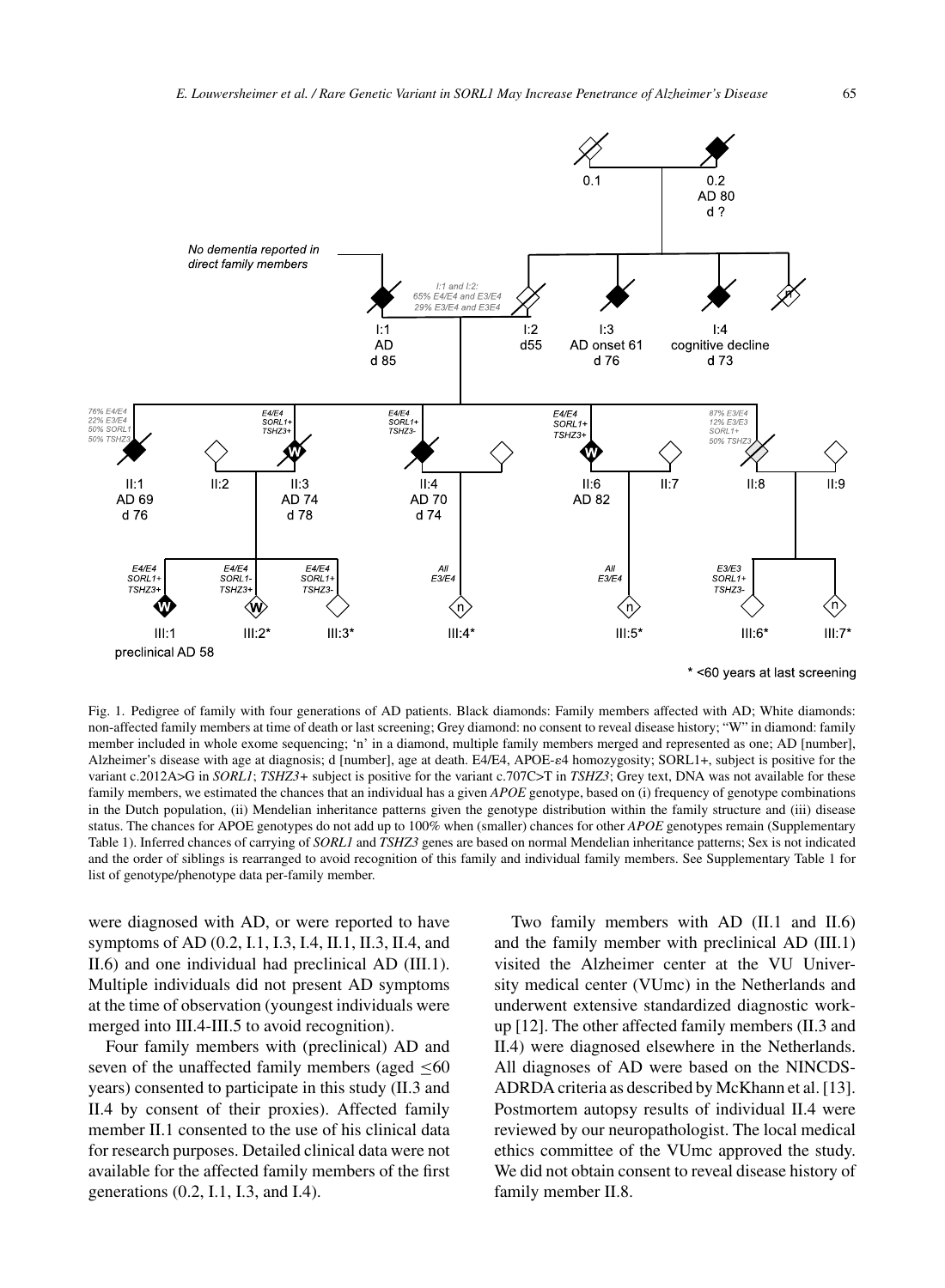Fig. 1. Pedigree of family with four generations of AD patients. Black diamonds: Family members affected with AD; White diamonds: non-affected family members at time of death or last screening; Grey diamond: no consent to reveal disease history; "W" in diamond: family member included in whole exome sequencing; 'n' in a diamond, multiple family members merged and represented as one; AD [number], Alzheimer's disease with age at diagnosis; d [number], age at death. E4/E4, APOE-$\varepsilon$4 homozygosity; SORL1+, subject is positive for the variant c.2012A>G in *SORL1*; *TSHZ3+* subject is positive for the variant c.707C>T in *TSHZ3*; Grey text, DNA was not available for these family members, we estimated the chances that an individual has a given *APOE* genotype, based on (i) frequency of genotype combinations in the Dutch population, (ii) Mendelian inheritance patterns given the genotype distribution within the family structure and (iii) disease status. The chances for APOE genotypes do not add up to 100% when (smaller) chances for other *APOE* genotypes remain (Supplementary Table 1). Inferred chances of carrying of *SORL1* and *TSHZ3* genes are based on normal Mendelian inheritance patterns; Sex is not indicated and the order of siblings is rearranged to avoid recognition of this family and individual family members. See Supplementary Table 1 for list of genotype/phenotype data per-family member.

were diagnosed with AD, or were reported to have symptoms of AD (0.2, I.1, I.3, I.4, II.1, II.3, II.4, and II.6) and one individual had preclinical AD (III.1). Multiple individuals did not present AD symptoms at the time of observation (youngest individuals were merged into III.4-III.5 to avoid recognition).

Four family members with (preclinical) AD and seven of the unaffected family members (aged ≤60 years) consented to participate in this study (II.3 and II.4 by consent of their proxies). Affected family member II.1 consented to the use of his clinical data for research purposes. Detailed clinical data were not available for the affected family members of the first generations (0.2, I.1, I.3, and I.4).

Two family members with AD (II.1 and II.6) and the family member with preclinical AD (III.1) visited the Alzheimer center at the VU University medical center (VUmc) in the Netherlands and underwent extensive standardized diagnostic work-up [12]. The other affected family members (II.3 and II.4) were diagnosed elsewhere in the Netherlands. All diagnoses of AD were based on the NINCDS-ADRDA criteria as described by McKhann et al. [13]. Postmortem autopsy results of individual II.4 were reviewed by our neuropathologist. The local medical ethics committee of the VUmc approved the study. We did not obtain consent to reveal disease history of family member II.8.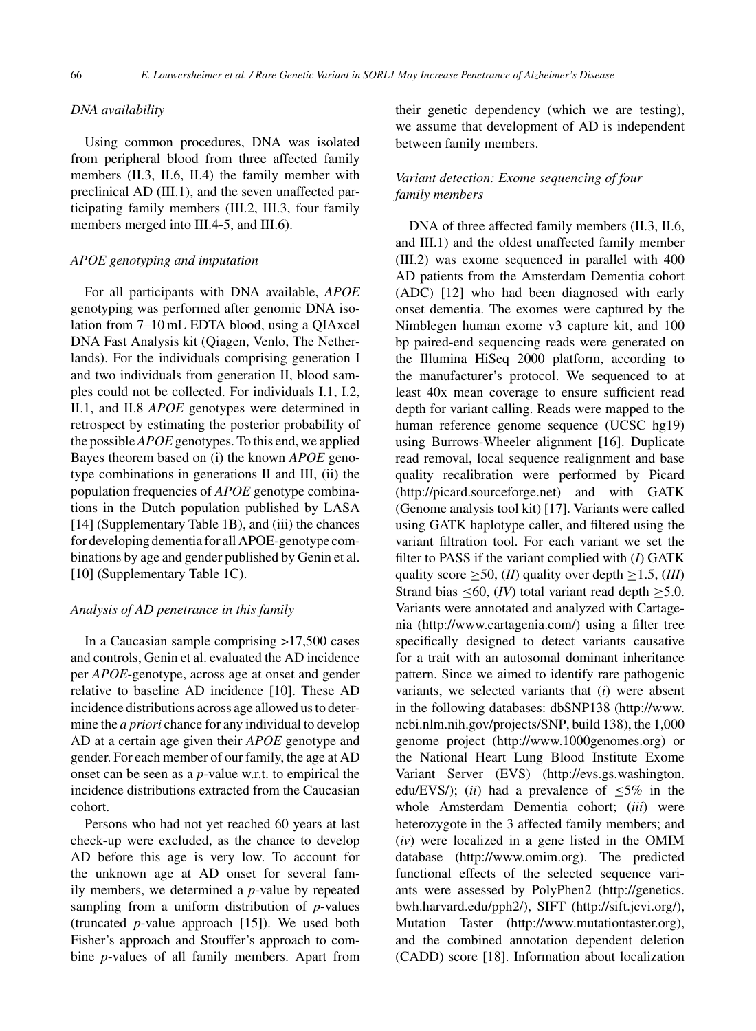### *DNA availability*

Using common procedures, DNA was isolated from peripheral blood from three affected family members (II.3, II.6, II.4) the family member with preclinical AD (III.1), and the seven unaffected participating family members (III.2, III.3, four family members merged into III.4-5, and III.6).

### *APOE genotyping and imputation*

For all participants with DNA available, *APOE* genotyping was performed after genomic DNA isolation from 7–10 mL EDTA blood, using a QIAxcel DNA Fast Analysis kit (Qiagen, Venlo, The Netherlands). For the individuals comprising generation I and two individuals from generation II, blood samples could not be collected. For individuals I.1, I.2, II.1, and II.8 *APOE* genotypes were determined in retrospect by estimating the posterior probability of the possible *APOE* genotypes. To this end, we applied Bayes theorem based on (i) the known *APOE* genotype combinations in generations II and III, (ii) the population frequencies of *APOE* genotype combinations in the Dutch population published by LASA [14] (Supplementary Table 1B), and (iii) the chances for developing dementia for all APOE-genotype combinations by age and gender published by Genin et al. [10] (Supplementary Table 1C).

### *Analysis of AD penetrance in this family*

In a Caucasian sample comprising >17,500 cases and controls, Genin et al. evaluated the AD incidence per *APOE*-genotype, across age at onset and gender relative to baseline AD incidence [10]. These AD incidence distributions across age allowed us to determine the *a priori* chance for any individual to develop AD at a certain age given their *APOE* genotype and gender. For each member of our family, the age at AD onset can be seen as a *p*-value w.r.t. to empirical the incidence distributions extracted from the Caucasian cohort.

Persons who had not yet reached 60 years at last check-up were excluded, as the chance to develop AD before this age is very low. To account for the unknown age at AD onset for several family members, we determined a *p*-value by repeated sampling from a uniform distribution of *p*-values (truncated *p*-value approach [15]). We used both Fisher's approach and Stouffer's approach to combine *p*-values of all family members. Apart from their genetic dependency (which we are testing), we assume that development of AD is independent between family members.

### *Variant detection: Exome sequencing of four family members*

DNA of three affected family members (II.3, II.6, and III.1) and the oldest unaffected family member (III.2) was exome sequenced in parallel with 400 AD patients from the Amsterdam Dementia cohort (ADC) [12] who had been diagnosed with early onset dementia. The exomes were captured by the Nimblegen human exome v3 capture kit, and 100 bp paired-end sequencing reads were generated on the Illumina HiSeq 2000 platform, according to the manufacturer's protocol. We sequenced to at least 40x mean coverage to ensure sufficient read depth for variant calling. Reads were mapped to the human reference genome sequence (UCSC hg19) using Burrows-Wheeler alignment [16]. Duplicate read removal, local sequence realignment and base quality recalibration were performed by Picard (http://picard.sourceforge.net) and with GATK (Genome analysis tool kit) [17]. Variants were called using GATK haplotype caller, and filtered using the variant filtration tool. For each variant we set the filter to PASS if the variant complied with (*I*) GATK quality score $\geq$50, (*II*) quality over depth $\geq$1.5, (*III*) Strand bias $\leq$60, (*IV*) total variant read depth $\geq$5.0. Variants were annotated and analyzed with Cartagenia (http://www.cartagenia.com/) using a filter tree specifically designed to detect variants causative for a trait with an autosomal dominant inheritance pattern. Since we aimed to identify rare pathogenic variants, we selected variants that (*i*) were absent in the following databases: dbSNP138 (http://www.ncbi.nlm.nih.gov/projects/SNP, build 138), the 1,000 genome project (http://www.1000genomes.org) or the National Heart Lung Blood Institute Exome Variant Server (EVS) (http://evs.gs.washington.edu/EVS/); (*ii*) had a prevalence of $\leq$5% in the whole Amsterdam Dementia cohort; (*iii*) were heterozygote in the 3 affected family members; and (*iv*) were localized in a gene listed in the OMIM database (http://www.omim.org). The predicted functional effects of the selected sequence variants were assessed by PolyPhen2 (http://genetics.bwh.harvard.edu/pph2/), SIFT (http://sift.jcvi.org/), Mutation Taster (http://www.mutationtaster.org), and the combined annotation dependent deletion (CADD) score [18]. Information about localization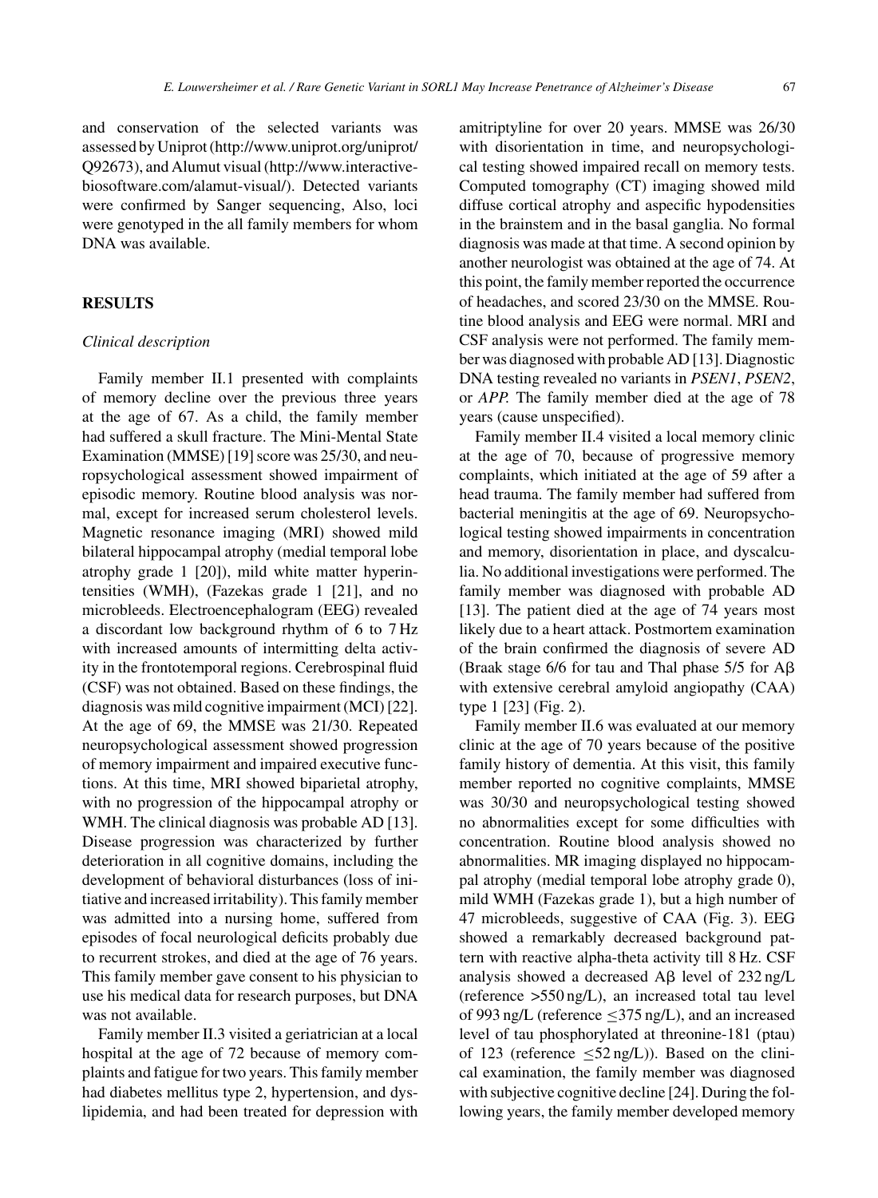and conservation of the selected variants was assessed by Uniprot (http://www.uniprot.org/uniprot/Q92673), and Alumut visual (http://www.interactive-biosoftware.com/alamut-visual/). Detected variants were confirmed by Sanger sequencing, Also, loci were genotyped in the all family members for whom DNA was available.

## RESULTS

### *Clinical description*

Family member II.1 presented with complaints of memory decline over the previous three years at the age of 67. As a child, the family member had suffered a skull fracture. The Mini-Mental State Examination (MMSE) [19] score was 25/30, and neuropsychological assessment showed impairment of episodic memory. Routine blood analysis was normal, except for increased serum cholesterol levels. Magnetic resonance imaging (MRI) showed mild bilateral hippocampal atrophy (medial temporal lobe atrophy grade 1 [20]), mild white matter hyperintensities (WMH), (Fazekas grade 1 [21], and no microbleeds. Electroencephalogram (EEG) revealed a discordant low background rhythm of 6 to 7 Hz with increased amounts of intermitting delta activity in the frontotemporal regions. Cerebrospinal fluid (CSF) was not obtained. Based on these findings, the diagnosis was mild cognitive impairment (MCI) [22]. At the age of 69, the MMSE was 21/30. Repeated neuropsychological assessment showed progression of memory impairment and impaired executive functions. At this time, MRI showed biparietal atrophy, with no progression of the hippocampal atrophy or WMH. The clinical diagnosis was probable AD [13]. Disease progression was characterized by further deterioration in all cognitive domains, including the development of behavioral disturbances (loss of initiative and increased irritability). This family member was admitted into a nursing home, suffered from episodes of focal neurological deficits probably due to recurrent strokes, and died at the age of 76 years. This family member gave consent to his physician to use his medical data for research purposes, but DNA was not available.

Family member II.3 visited a geriatrician at a local hospital at the age of 72 because of memory complaints and fatigue for two years. This family member had diabetes mellitus type 2, hypertension, and dyslipidemia, and had been treated for depression with amitriptyline for over 20 years. MMSE was 26/30 with disorientation in time, and neuropsychological testing showed impaired recall on memory tests. Computed tomography (CT) imaging showed mild diffuse cortical atrophy and aspecific hypodensities in the brainstem and in the basal ganglia. No formal diagnosis was made at that time. A second opinion by another neurologist was obtained at the age of 74. At this point, the family member reported the occurrence of headaches, and scored 23/30 on the MMSE. Routine blood analysis and EEG were normal. MRI and CSF analysis were not performed. The family member was diagnosed with probable AD [13]. Diagnostic DNA testing revealed no variants in *PSEN1*, *PSEN2*, or *APP.* The family member died at the age of 78 years (cause unspecified).

Family member II.4 visited a local memory clinic at the age of 70, because of progressive memory complaints, which initiated at the age of 59 after a head trauma. The family member had suffered from bacterial meningitis at the age of 69. Neuropsychological testing showed impairments in concentration and memory, disorientation in place, and dyscalculia. No additional investigations were performed. The family member was diagnosed with probable AD [13]. The patient died at the age of 74 years most likely due to a heart attack. Postmortem examination of the brain confirmed the diagnosis of severe AD (Braak stage 6/6 for tau and Thal phase 5/5 for Aβ with extensive cerebral amyloid angiopathy (CAA) type 1 [23] (Fig. 2).

Family member II.6 was evaluated at our memory clinic at the age of 70 years because of the positive family history of dementia. At this visit, this family member reported no cognitive complaints, MMSE was 30/30 and neuropsychological testing showed no abnormalities except for some difficulties with concentration. Routine blood analysis showed no abnormalities. MR imaging displayed no hippocampal atrophy (medial temporal lobe atrophy grade 0), mild WMH (Fazekas grade 1), but a high number of 47 microbleeds, suggestive of CAA (Fig. 3). EEG showed a remarkably decreased background pattern with reactive alpha-theta activity till 8 Hz. CSF analysis showed a decreased Aβ level of 232 ng/L (reference >550 ng/L), an increased total tau level of 993 ng/L (reference ≤375 ng/L), and an increased level of tau phosphorylated at threonine-181 (ptau) of 123 (reference ≤52 ng/L)). Based on the clinical examination, the family member was diagnosed with subjective cognitive decline [24]. During the following years, the family member developed memory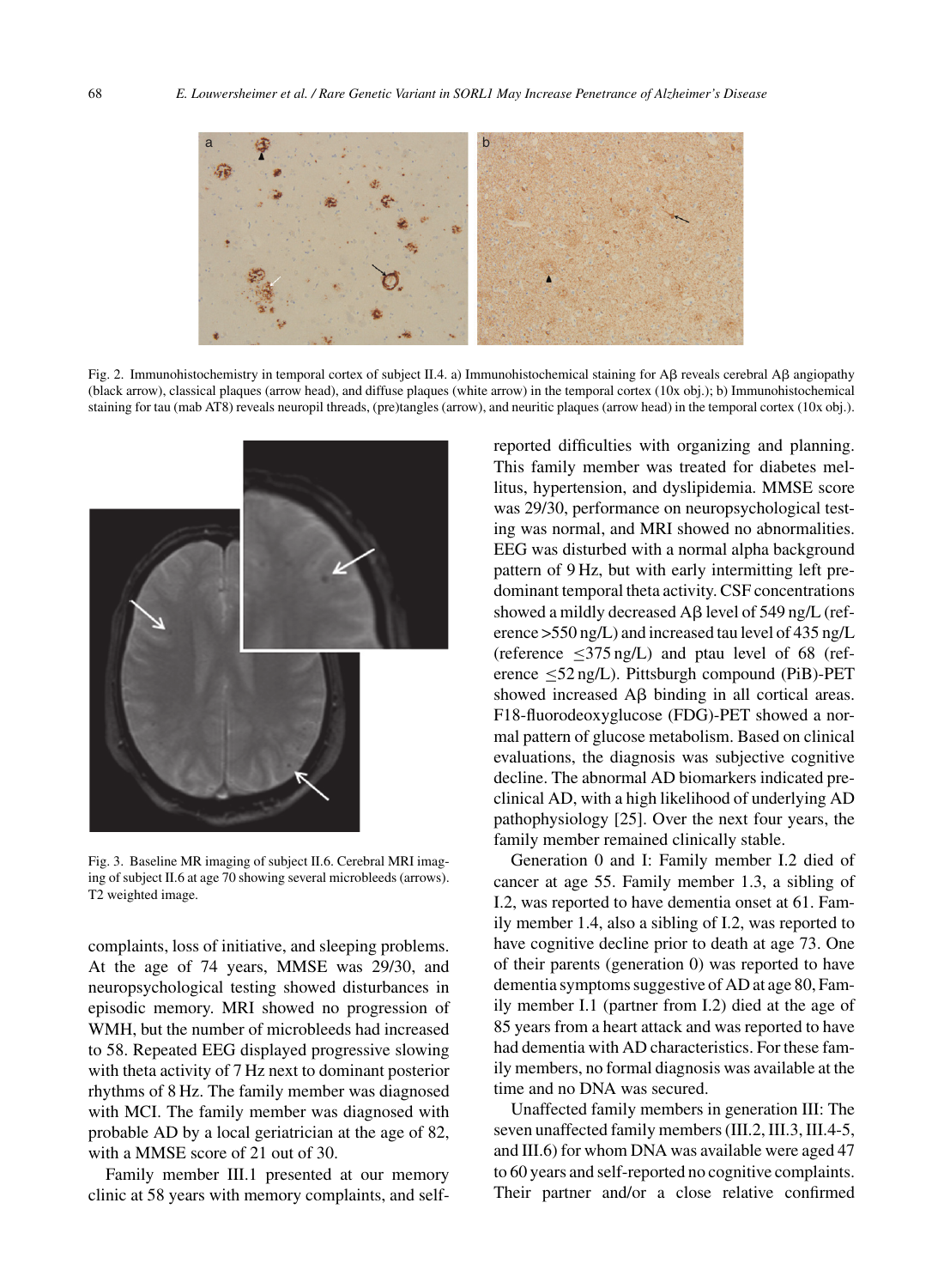Fig. 2. Immunohistochemistry in temporal cortex of subject II.4. a) Immunohistochemical staining for Aβ reveals cerebral Aβ angiopathy (black arrow), classical plaques (arrow head), and diffuse plaques (white arrow) in the temporal cortex (10x obj.); b) Immunohistochemical staining for tau (mab AT8) reveals neuropil threads, (pre)tangles (arrow), and neuritic plaques (arrow head) in the temporal cortex (10x obj.).

Fig. 3. Baseline MR imaging of subject II.6. Cerebral MRI imaging of subject II.6 at age 70 showing several microbleeds (arrows). T2 weighted image.

complaints, loss of initiative, and sleeping problems. At the age of 74 years, MMSE was 29/30, and neuropsychological testing showed disturbances in episodic memory. MRI showed no progression of WMH, but the number of microbleeds had increased to 58. Repeated EEG displayed progressive slowing with theta activity of 7 Hz next to dominant posterior rhythms of 8 Hz. The family member was diagnosed with MCI. The family member was diagnosed with probable AD by a local geriatrician at the age of 82, with a MMSE score of 21 out of 30.

Family member III.1 presented at our memory clinic at 58 years with memory complaints, and self-reported difficulties with organizing and planning. This family member was treated for diabetes mellitus, hypertension, and dyslipidemia. MMSE score was 29/30, performance on neuropsychological testing was normal, and MRI showed no abnormalities. EEG was disturbed with a normal alpha background pattern of 9 Hz, but with early intermitting left predominant temporal theta activity. CSF concentrations showed a mildly decreased Aβ level of 549 ng/L (reference >550 ng/L) and increased tau level of 435 ng/L (reference ≤375 ng/L) and ptau level of 68 (reference ≤52 ng/L). Pittsburgh compound (PiB)-PET showed increased Aβ binding in all cortical areas. F18-fluorodeoxyglucose (FDG)-PET showed a normal pattern of glucose metabolism. Based on clinical evaluations, the diagnosis was subjective cognitive decline. The abnormal AD biomarkers indicated preclinical AD, with a high likelihood of underlying AD pathophysiology [25]. Over the next four years, the family member remained clinically stable.

Generation 0 and I: Family member I.2 died of cancer at age 55. Family member 1.3, a sibling of I.2, was reported to have dementia onset at 61. Family member 1.4, also a sibling of I.2, was reported to have cognitive decline prior to death at age 73. One of their parents (generation 0) was reported to have dementia symptoms suggestive of AD at age 80, Family member I.1 (partner from I.2) died at the age of 85 years from a heart attack and was reported to have had dementia with AD characteristics. For these family members, no formal diagnosis was available at the time and no DNA was secured.

Unaffected family members in generation III: The seven unaffected family members (III.2, III.3, III.4-5, and III.6) for whom DNA was available were aged 47 to 60 years and self-reported no cognitive complaints. Their partner and/or a close relative confirmed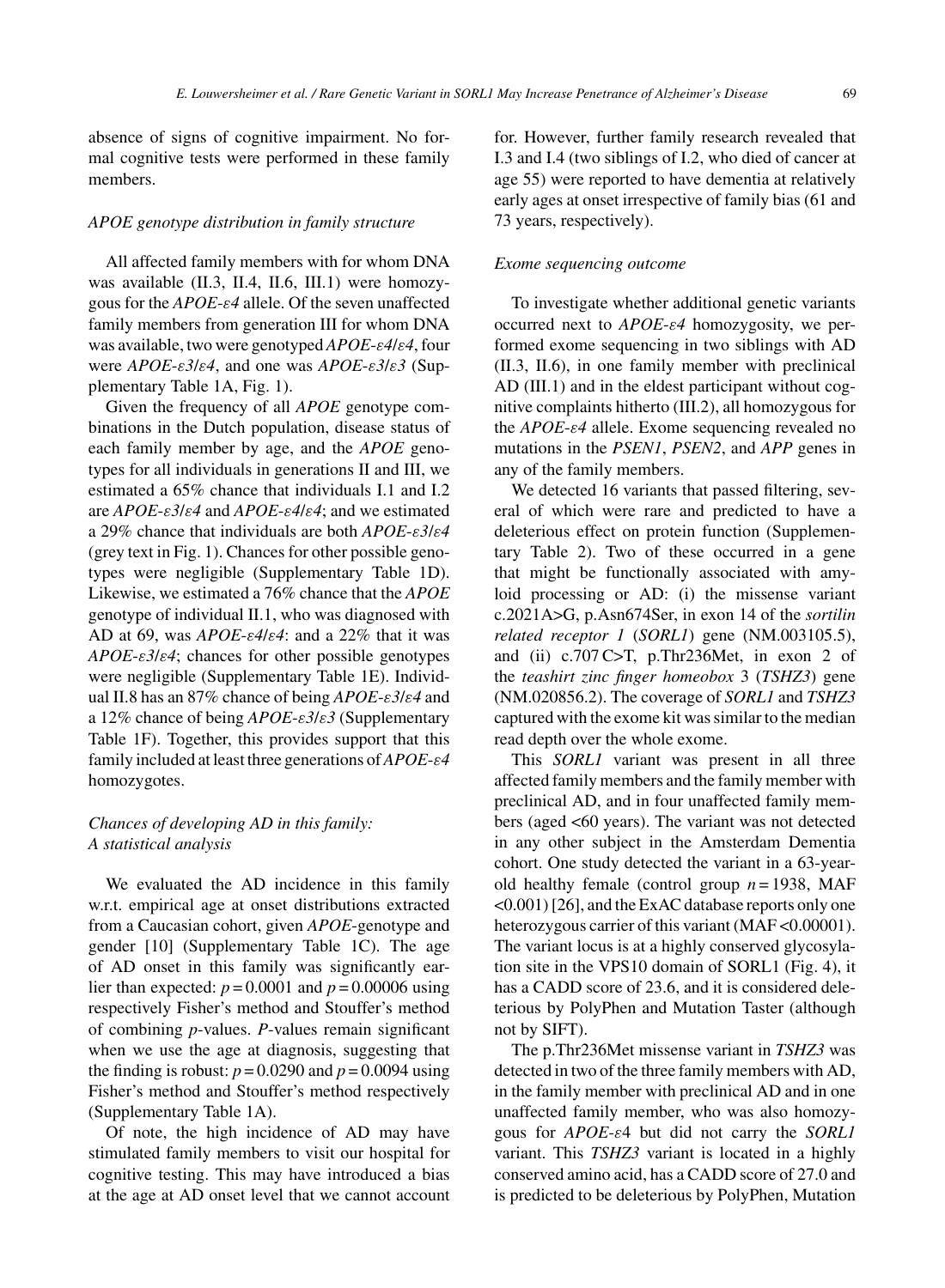absence of signs of cognitive impairment. No formal cognitive tests were performed in these family members.

### *APOE genotype distribution in family structure*

All affected family members with for whom DNA was available (II.3, II.4, II.6, III.1) were homozygous for the *APOE-ε4* allele. Of the seven unaffected family members from generation III for whom DNA was available, two were genotyped *APOE-ε4/ε4*, four were *APOE-ε3/ε4*, and one was *APOE-ε3/ε3* (Supplementary Table 1A, Fig. 1).

Given the frequency of all *APOE* genotype combinations in the Dutch population, disease status of each family member by age, and the *APOE* genotypes for all individuals in generations II and III, we estimated a 65% chance that individuals I.1 and I.2 are *APOE-ε3/ε4* and *APOE-ε4/ε4*; and we estimated a 29% chance that individuals are both *APOE-ε3/ε4* (grey text in Fig. 1). Chances for other possible genotypes were negligible (Supplementary Table 1D). Likewise, we estimated a 76% chance that the *APOE* genotype of individual II.1, who was diagnosed with AD at 69, was *APOE-ε4/ε4*: and a 22% that it was *APOE-ε3/ε4*; chances for other possible genotypes were negligible (Supplementary Table 1E). Individual II.8 has an 87% chance of being *APOE-ε3/ε4* and a 12% chance of being *APOE-ε3/ε3* (Supplementary Table 1F). Together, this provides support that this family included at least three generations of *APOE-ε4* homozygotes.

### *Chances of developing AD in this family: A statistical analysis*

We evaluated the AD incidence in this family w.r.t. empirical age at onset distributions extracted from a Caucasian cohort, given *APOE*-genotype and gender [10] (Supplementary Table 1C). The age of AD onset in this family was significantly earlier than expected: $p = 0.0001$ and $p = 0.00006$ using respectively Fisher's method and Stouffer's method of combining *p*-values. *P*-values remain significant when we use the age at diagnosis, suggesting that the finding is robust: $p = 0.0290$ and $p = 0.0094$ using Fisher's method and Stouffer's method respectively (Supplementary Table 1A).

Of note, the high incidence of AD may have stimulated family members to visit our hospital for cognitive testing. This may have introduced a bias at the age at AD onset level that we cannot account for. However, further family research revealed that I.3 and I.4 (two siblings of I.2, who died of cancer at age 55) were reported to have dementia at relatively early ages at onset irrespective of family bias (61 and 73 years, respectively).

### *Exome sequencing outcome*

To investigate whether additional genetic variants occurred next to *APOE-ε4* homozygosity, we performed exome sequencing in two siblings with AD (II.3, II.6), in one family member with preclinical AD (III.1) and in the eldest participant without cognitive complaints hitherto (III.2), all homozygous for the *APOE-ε4* allele. Exome sequencing revealed no mutations in the *PSEN1*, *PSEN2*, and *APP* genes in any of the family members.

We detected 16 variants that passed filtering, several of which were rare and predicted to have a deleterious effect on protein function (Supplementary Table 2). Two of these occurred in a gene that might be functionally associated with amyloid processing or AD: (i) the missense variant c.2021A>G, p.Asn674Ser, in exon 14 of the *sortilin related receptor 1* (*SORL1*) gene (NM.003105.5), and (ii) c.707 C>T, p.Thr236Met, in exon 2 of the *teashirt zinc finger homeobox 3* (*TSHZ3*) gene (NM.020856.2). The coverage of *SORL1* and *TSHZ3* captured with the exome kit was similar to the median read depth over the whole exome.

This *SORL1* variant was present in all three affected family members and the family member with preclinical AD, and in four unaffected family members (aged <60 years). The variant was not detected in any other subject in the Amsterdam Dementia cohort. One study detected the variant in a 63-year-old healthy female (control group $n = 1938$, MAF <0.001) [26], and the ExAC database reports only one heterozygous carrier of this variant (MAF <0.00001). The variant locus is at a highly conserved glycosylation site in the VPS10 domain of SORL1 (Fig. 4), it has a CADD score of 23.6, and it is considered deleterious by PolyPhen and Mutation Taster (although not by SIFT).

The p.Thr236Met missense variant in *TSHZ3* was detected in two of the three family members with AD, in the family member with preclinical AD and in one unaffected family member, who was also homozygous for *APOE-ε*4 but did not carry the *SORL1* variant. This *TSHZ3* variant is located in a highly conserved amino acid, has a CADD score of 27.0 and is predicted to be deleterious by PolyPhen, Mutation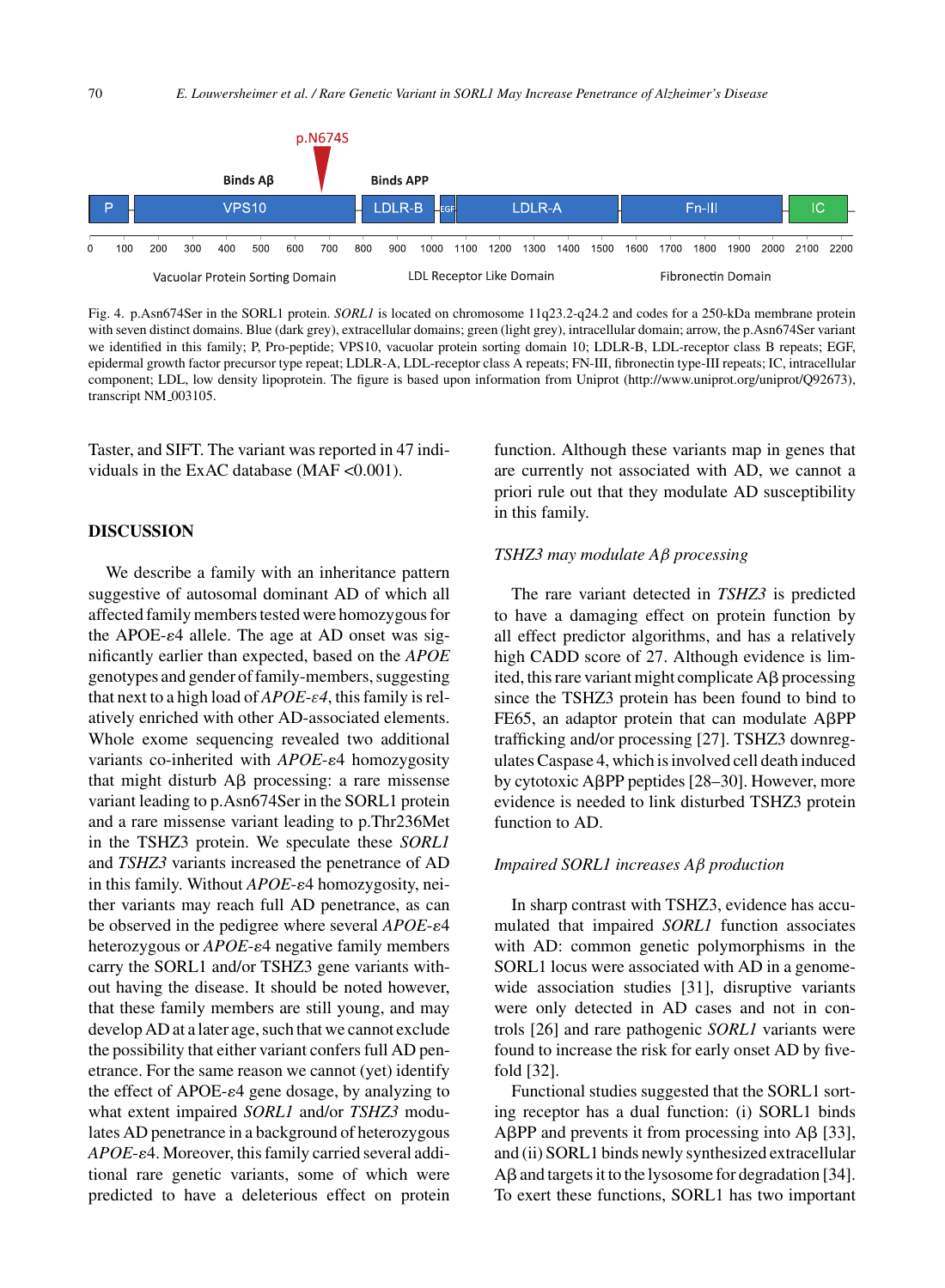Fig. 4. p.Asn674Ser in the SORL1 protein. *SORL1* is located on chromosome 11q23.2-q24.2 and codes for a 250-kDa membrane protein with seven distinct domains. Blue (dark grey), extracellular domains; green (light grey), intracellular domain; arrow, the p.Asn674Ser variant we identified in this family; P, Pro-peptide; VPS10, vacuolar protein sorting domain 10; LDLR-B, LDL-receptor class B repeats; EGF, epidermal growth factor precursor type repeat; LDLR-A, LDL-receptor class A repeats; FN-III, fibronectin type-III repeats; IC, intracellular component; LDL, low density lipoprotein. The figure is based upon information from Uniprot (http://www.uniprot.org/uniprot/Q92673), transcript NM_003105.

Taster, and SIFT. The variant was reported in 47 individuals in the ExAC database (MAF <0.001).

## DISCUSSION

We describe a family with an inheritance pattern suggestive of autosomal dominant AD of which all affected family members tested were homozygous for the APOE-ε4 allele. The age at AD onset was significantly earlier than expected, based on the *APOE* genotypes and gender of family-members, suggesting that next to a high load of *APOE-ε4*, this family is relatively enriched with other AD-associated elements. Whole exome sequencing revealed two additional variants co-inherited with *APOE*-ε4 homozygosity that might disturb Aβ processing: a rare missense variant leading to p.Asn674Ser in the SORL1 protein and a rare missense variant leading to p.Thr236Met in the TSHZ3 protein. We speculate these *SORL1* and *TSHZ3* variants increased the penetrance of AD in this family. Without *APOE*-ε4 homozygosity, neither variants may reach full AD penetrance, as can be observed in the pedigree where several *APOE*-ε4 heterozygous or *APOE*-ε4 negative family members carry the SORL1 and/or TSHZ3 gene variants without having the disease. It should be noted however, that these family members are still young, and may develop AD at a later age, such that we cannot exclude the possibility that either variant confers full AD penetrance. For the same reason we cannot (yet) identify the effect of APOE-ε4 gene dosage, by analyzing to what extent impaired *SORL1* and/or *TSHZ3* modulates AD penetrance in a background of heterozygous *APOE*-ε4. Moreover, this family carried several additional rare genetic variants, some of which were predicted to have a deleterious effect on protein function. Although these variants map in genes that are currently not associated with AD, we cannot a priori rule out that they modulate AD susceptibility in this family.

### *TSHZ3 may modulate Aβ processing*

The rare variant detected in *TSHZ3* is predicted to have a damaging effect on protein function by all effect predictor algorithms, and has a relatively high CADD score of 27. Although evidence is limited, this rare variant might complicate Aβ processing since the TSHZ3 protein has been found to bind to FE65, an adaptor protein that can modulate AβPP trafficking and/or processing [27]. TSHZ3 downregulates Caspase 4, which is involved cell death induced by cytotoxic AβPP peptides [28–30]. However, more evidence is needed to link disturbed TSHZ3 protein function to AD.

### *Impaired SORL1 increases Aβ production*

In sharp contrast with TSHZ3, evidence has accumulated that impaired *SORL1* function associates with AD: common genetic polymorphisms in the SORL1 locus were associated with AD in a genome-wide association studies [31], disruptive variants were only detected in AD cases and not in controls [26] and rare pathogenic *SORL1* variants were found to increase the risk for early onset AD by five-fold [32].

Functional studies suggested that the SORL1 sorting receptor has a dual function: (i) SORL1 binds AβPP and prevents it from processing into Aβ [33], and (ii) SORL1 binds newly synthesized extracellular Aβ and targets it to the lysosome for degradation [34]. To exert these functions, SORL1 has two important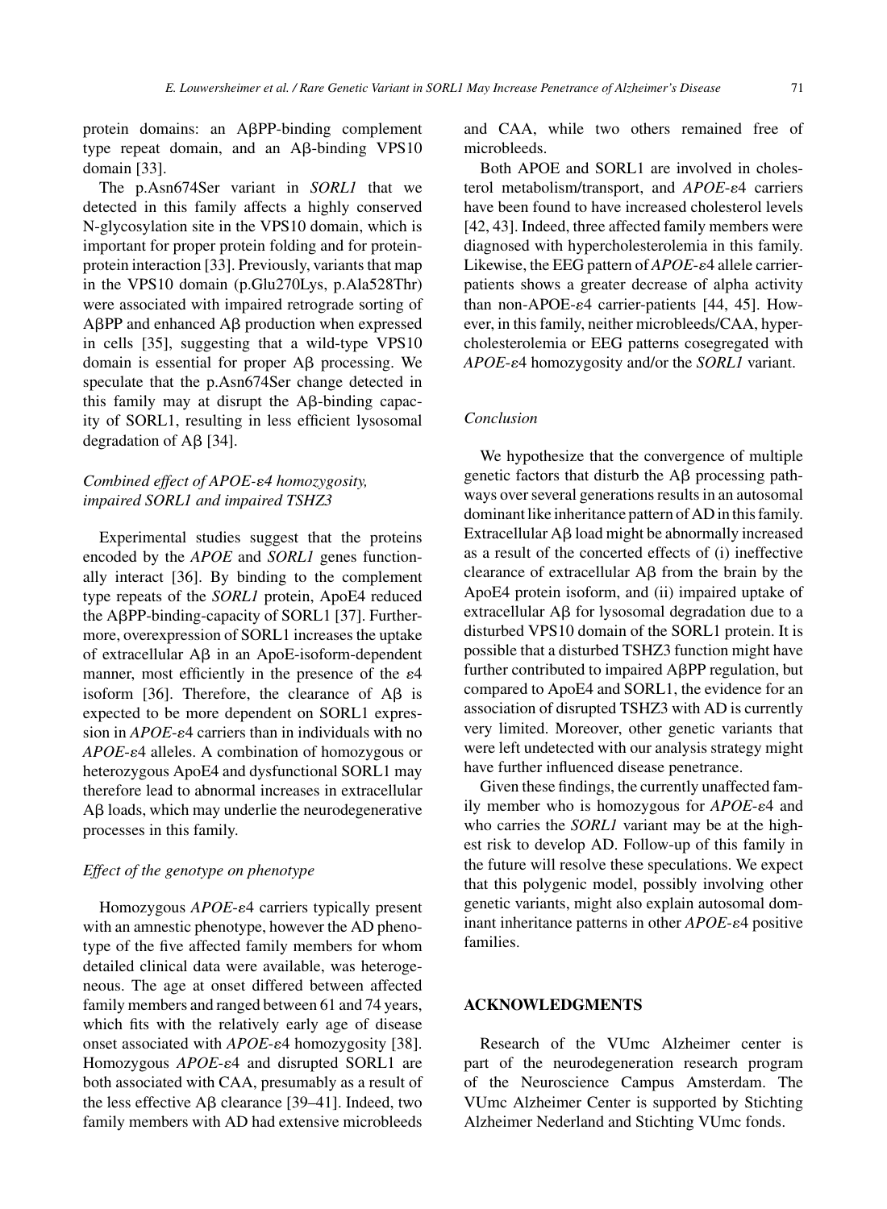protein domains: an AβPP-binding complement type repeat domain, and an Aβ-binding VPS10 domain [33].

The p.Asn674Ser variant in *SORL1* that we detected in this family affects a highly conserved N-glycosylation site in the VPS10 domain, which is important for proper protein folding and for protein-protein interaction [33]. Previously, variants that map in the VPS10 domain (p.Glu270Lys, p.Ala528Thr) were associated with impaired retrograde sorting of AβPP and enhanced Aβ production when expressed in cells [35], suggesting that a wild-type VPS10 domain is essential for proper Aβ processing. We speculate that the p.Asn674Ser change detected in this family may at disrupt the Aβ-binding capacity of SORL1, resulting in less efficient lysosomal degradation of Aβ [34].

### *Combined effect of APOE-ε4 homozygosity, impaired SORL1 and impaired TSHZ3*

Experimental studies suggest that the proteins encoded by the *APOE* and *SORL1* genes functionally interact [36]. By binding to the complement type repeats of the *SORL1* protein, ApoE4 reduced the AβPP-binding-capacity of SORL1 [37]. Furthermore, overexpression of SORL1 increases the uptake of extracellular Aβ in an ApoE-isoform-dependent manner, most efficiently in the presence of the ε4 isoform [36]. Therefore, the clearance of Aβ is expected to be more dependent on SORL1 expression in *APOE*-ε4 carriers than in individuals with no *APOE*-ε4 alleles. A combination of homozygous or heterozygous ApoE4 and dysfunctional SORL1 may therefore lead to abnormal increases in extracellular Aβ loads, which may underlie the neurodegenerative processes in this family.

### *Effect of the genotype on phenotype*

Homozygous *APOE*-ε4 carriers typically present with an amnestic phenotype, however the AD phenotype of the five affected family members for whom detailed clinical data were available, was heterogeneous. The age at onset differed between affected family members and ranged between 61 and 74 years, which fits with the relatively early age of disease onset associated with *APOE*-ε4 homozygosity [38]. Homozygous *APOE*-ε4 and disrupted SORL1 are both associated with CAA, presumably as a result of the less effective Aβ clearance [39–41]. Indeed, two family members with AD had extensive microbleeds and CAA, while two others remained free of microbleeds.

Both APOE and SORL1 are involved in cholesterol metabolism/transport, and *APOE*-ε4 carriers have been found to have increased cholesterol levels [42, 43]. Indeed, three affected family members were diagnosed with hypercholesterolemia in this family. Likewise, the EEG pattern of *APOE*-ε4 allele carrier-patients shows a greater decrease of alpha activity than non-APOE-ε4 carrier-patients [44, 45]. However, in this family, neither microbleeds/CAA, hypercholesterolemia or EEG patterns cosegregated with *APOE*-ε4 homozygosity and/or the *SORL1* variant.

### *Conclusion*

We hypothesize that the convergence of multiple genetic factors that disturb the Aβ processing pathways over several generations results in an autosomal dominant like inheritance pattern of AD in this family. Extracellular Aβ load might be abnormally increased as a result of the concerted effects of (i) ineffective clearance of extracellular Aβ from the brain by the ApoE4 protein isoform, and (ii) impaired uptake of extracellular Aβ for lysosomal degradation due to a disturbed VPS10 domain of the SORL1 protein. It is possible that a disturbed TSHZ3 function might have further contributed to impaired AβPP regulation, but compared to ApoE4 and SORL1, the evidence for an association of disrupted TSHZ3 with AD is currently very limited. Moreover, other genetic variants that were left undetected with our analysis strategy might have further influenced disease penetrance.

Given these findings, the currently unaffected family member who is homozygous for *APOE*-ε4 and who carries the *SORL1* variant may be at the highest risk to develop AD. Follow-up of this family in the future will resolve these speculations. We expect that this polygenic model, possibly involving other genetic variants, might also explain autosomal dominant inheritance patterns in other *APOE*-ε4 positive families.

## ACKNOWLEDGMENTS

Research of the VUmc Alzheimer center is part of the neurodegeneration research program of the Neuroscience Campus Amsterdam. The VUmc Alzheimer Center is supported by Stichting Alzheimer Nederland and Stichting VUmc fonds.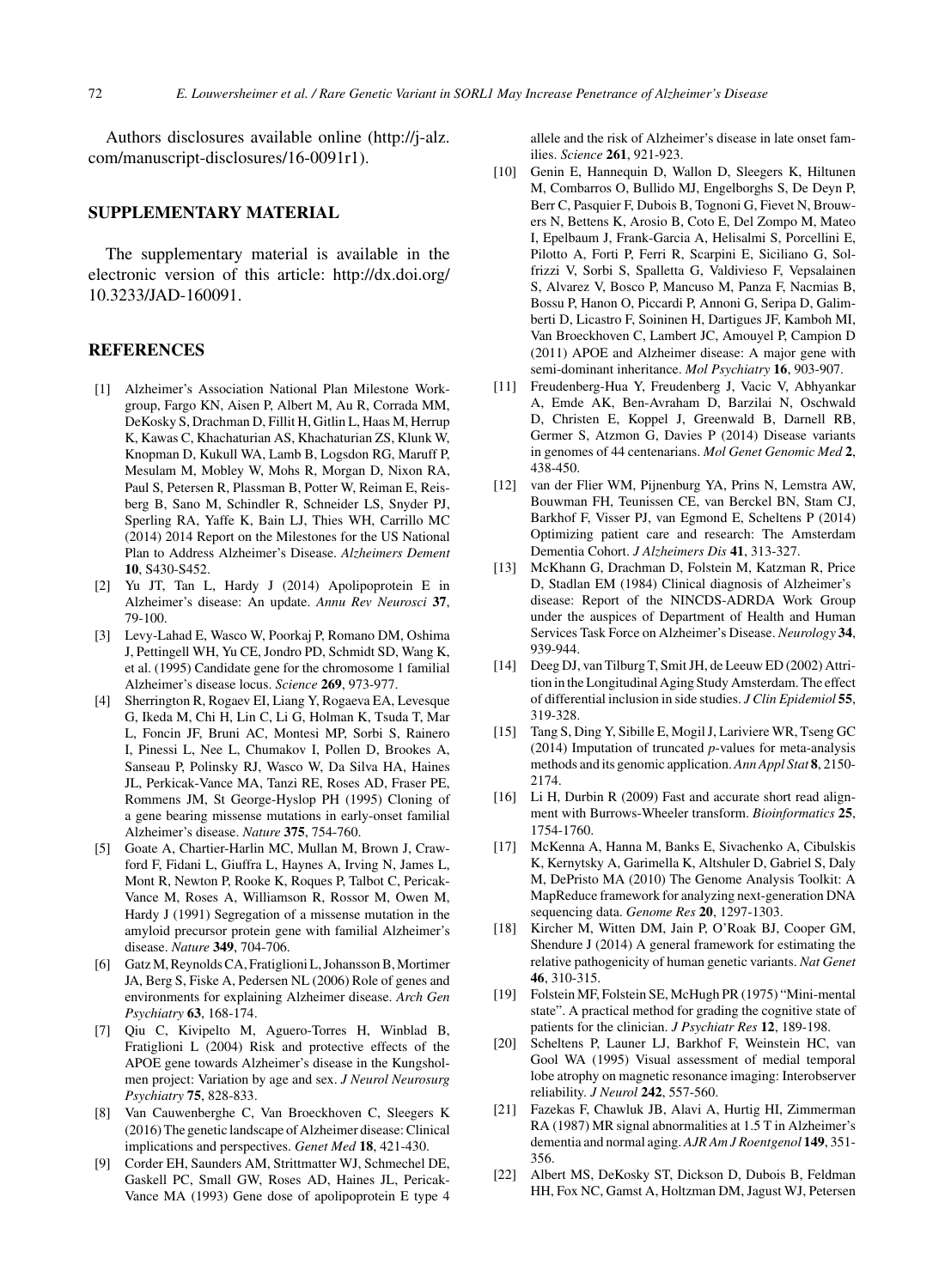Authors disclosures available online (http://j-alz.com/manuscript-disclosures/16-0091r1).

## SUPPLEMENTARY MATERIAL

The supplementary material is available in the electronic version of this article: http://dx.doi.org/10.3233/JAD-160091.

## REFERENCES

- [1] Alzheimer's Association National Plan Milestone Workgroup, Fargo KN, Aisen P, Albert M, Au R, Corrada MM, DeKosky S, Drachman D, Fillit H, Gitlin L, Haas M, Herrup K, Kawas C, Khachaturian AS, Khachaturian ZS, Klunk W, Knopman D, Kukull WA, Lamb B, Logsdon RG, Maruff P, Mesulam M, Mobley W, Mohs R, Morgan D, Nixon RA, Paul S, Petersen R, Plassman B, Potter W, Reiman E, Reisberg B, Sano M, Schindler R, Schneider LS, Snyder PJ, Sperling RA, Yaffe K, Bain LJ, Thies WH, Carrillo MC (2014) 2014 Report on the Milestones for the US National Plan to Address Alzheimer's Disease. *Alzheimers Dement* **10**, S430-S452.
- [2] Yu JT, Tan L, Hardy J (2014) Apolipoprotein E in Alzheimer's disease: An update. *Annu Rev Neurosci* **37**, 79-100.
- [3] Levy-Lahad E, Wasco W, Poorkaj P, Romano DM, Oshima J, Pettingell WH, Yu CE, Jondro PD, Schmidt SD, Wang K, et al. (1995) Candidate gene for the chromosome 1 familial Alzheimer's disease locus. *Science* **269**, 973-977.
- [4] Sherrington R, Rogaev EI, Liang Y, Rogaeva EA, Levesque G, Ikeda M, Chi H, Lin C, Li G, Holman K, Tsuda T, Mar L, Foncin JF, Bruni AC, Montesi MP, Sorbi S, Rainero I, Pinessi L, Nee L, Chumakov I, Pollen D, Brookes A, Sanseau P, Polinsky RJ, Wasco W, Da Silva HA, Haines JL, Perkicak-Vance MA, Tanzi RE, Roses AD, Fraser PE, Rommens JM, St George-Hyslop PH (1995) Cloning of a gene bearing missense mutations in early-onset familial Alzheimer's disease. *Nature* **375**, 754-760.
- [5] Goate A, Chartier-Harlin MC, Mullan M, Brown J, Crawford F, Fidani L, Giuffra L, Haynes A, Irving N, James L, Mont R, Newton P, Rooke K, Roques P, Talbot C, Pericak-Vance M, Roses A, Williamson R, Rossor M, Owen M, Hardy J (1991) Segregation of a missense mutation in the amyloid precursor protein gene with familial Alzheimer's disease. *Nature* **349**, 704-706.
- [6] Gatz M, Reynolds CA, Fratiglioni L, Johansson B, Mortimer JA, Berg S, Fiske A, Pedersen NL (2006) Role of genes and environments for explaining Alzheimer disease. *Arch Gen Psychiatry* **63**, 168-174.
- [7] Qiu C, Kivipelto M, Aguero-Torres H, Winblad B, Fratiglioni L (2004) Risk and protective effects of the APOE gene towards Alzheimer's disease in the Kungsholmen project: Variation by age and sex. *J Neurol Neurosurg Psychiatry* **75**, 828-833.
- [8] Van Cauwenberghe C, Van Broeckhoven C, Sleegers K (2016) The genetic landscape of Alzheimer disease: Clinical implications and perspectives. *Genet Med* **18**, 421-430.
- [9] Corder EH, Saunders AM, Strittmatter WJ, Schmechel DE, Gaskell PC, Small GW, Roses AD, Haines JL, Pericak-Vance MA (1993) Gene dose of apolipoprotein E type 4 allele and the risk of Alzheimer's disease in late onset families. *Science* **261**, 921-923.
- [10] Genin E, Hannequin D, Wallon D, Sleegers K, Hiltunen M, Combarros O, Bullido MJ, Engelborghs S, De Deyn P, Berr C, Pasquier F, Dubois B, Tognoni G, Fievet N, Brouwers N, Bettens K, Arosio B, Coto E, Del Zompo M, Mateo I, Epelbaum J, Frank-Garcia A, Helisalmi S, Porcellini E, Pilotto A, Forti P, Ferri R, Scarpini E, Siciliano G, Solfrizzi V, Sorbi S, Spalletta G, Valdivieso F, Vepsalainen S, Alvarez V, Bosco P, Mancuso M, Panza F, Nacmias B, Bossu P, Hanon O, Piccardi P, Annoni G, Seripa D, Galimberti D, Licastro F, Soininen H, Dartigues JF, Kamboh MI, Van Broeckhoven C, Lambert JC, Amouyel P, Campion D (2011) APOE and Alzheimer disease: A major gene with semi-dominant inheritance. *Mol Psychiatry* **16**, 903-907.
- [11] Freudenberg-Hua Y, Freudenberg J, Vacic V, Abhyankar A, Emde AK, Ben-Avraham D, Barzilai N, Oschwald D, Christen E, Koppel J, Greenwald B, Darnell RB, Germer S, Atzmon G, Davies P (2014) Disease variants in genomes of 44 centenarians. *Mol Genet Genomic Med* **2**, 438-450.
- [12] van der Flier WM, Pijnenburg YA, Prins N, Lemstra AW, Bouwman FH, Teunissen CE, van Berckel BN, Stam CJ, Barkhof F, Visser PJ, van Egmond E, Scheltens P (2014) Optimizing patient care and research: The Amsterdam Dementia Cohort. *J Alzheimers Dis* **41**, 313-327.
- [13] McKhann G, Drachman D, Folstein M, Katzman R, Price D, Stadlan EM (1984) Clinical diagnosis of Alzheimer's disease: Report of the NINCDS-ADRDA Work Group under the auspices of Department of Health and Human Services Task Force on Alzheimer's Disease. *Neurology* **34**, 939-944.
- [14] Deeg DJ, van Tilburg T, Smit JH, de Leeuw ED (2002) Attrition in the Longitudinal Aging Study Amsterdam. The effect of differential inclusion in side studies. *J Clin Epidemiol* **55**, 319-328.
- [15] Tang S, Ding Y, Sibille E, Mogil J, Lariviere WR, Tseng GC (2014) Imputation of truncated *p*-values for meta-analysis methods and its genomic application. *Ann Appl Stat* **8**, 2150-2174.
- [16] Li H, Durbin R (2009) Fast and accurate short read alignment with Burrows-Wheeler transform. *Bioinformatics* **25**, 1754-1760.
- [17] McKenna A, Hanna M, Banks E, Sivachenko A, Cibulskis K, Kernytsky A, Garimella K, Altshuler D, Gabriel S, Daly M, DePristo MA (2010) The Genome Analysis Toolkit: A MapReduce framework for analyzing next-generation DNA sequencing data. *Genome Res* **20**, 1297-1303.
- [18] Kircher M, Witten DM, Jain P, O'Roak BJ, Cooper GM, Shendure J (2014) A general framework for estimating the relative pathogenicity of human genetic variants. *Nat Genet* **46**, 310-315.
- [19] Folstein MF, Folstein SE, McHugh PR (1975) "Mini-mental state". A practical method for grading the cognitive state of patients for the clinician. *J Psychiatr Res* **12**, 189-198.
- [20] Scheltens P, Launer LJ, Barkhof F, Weinstein HC, van Gool WA (1995) Visual assessment of medial temporal lobe atrophy on magnetic resonance imaging: Interobserver reliability. *J Neurol* **242**, 557-560.
- [21] Fazekas F, Chawluk JB, Alavi A, Hurtig HI, Zimmerman RA (1987) MR signal abnormalities at 1.5 T in Alzheimer's dementia and normal aging. *AJR Am J Roentgenol* **149**, 351-356.
- [22] Albert MS, DeKosky ST, Dickson D, Dubois B, Feldman HH, Fox NC, Gamst A, Holtzman DM, Jagust WJ, Petersen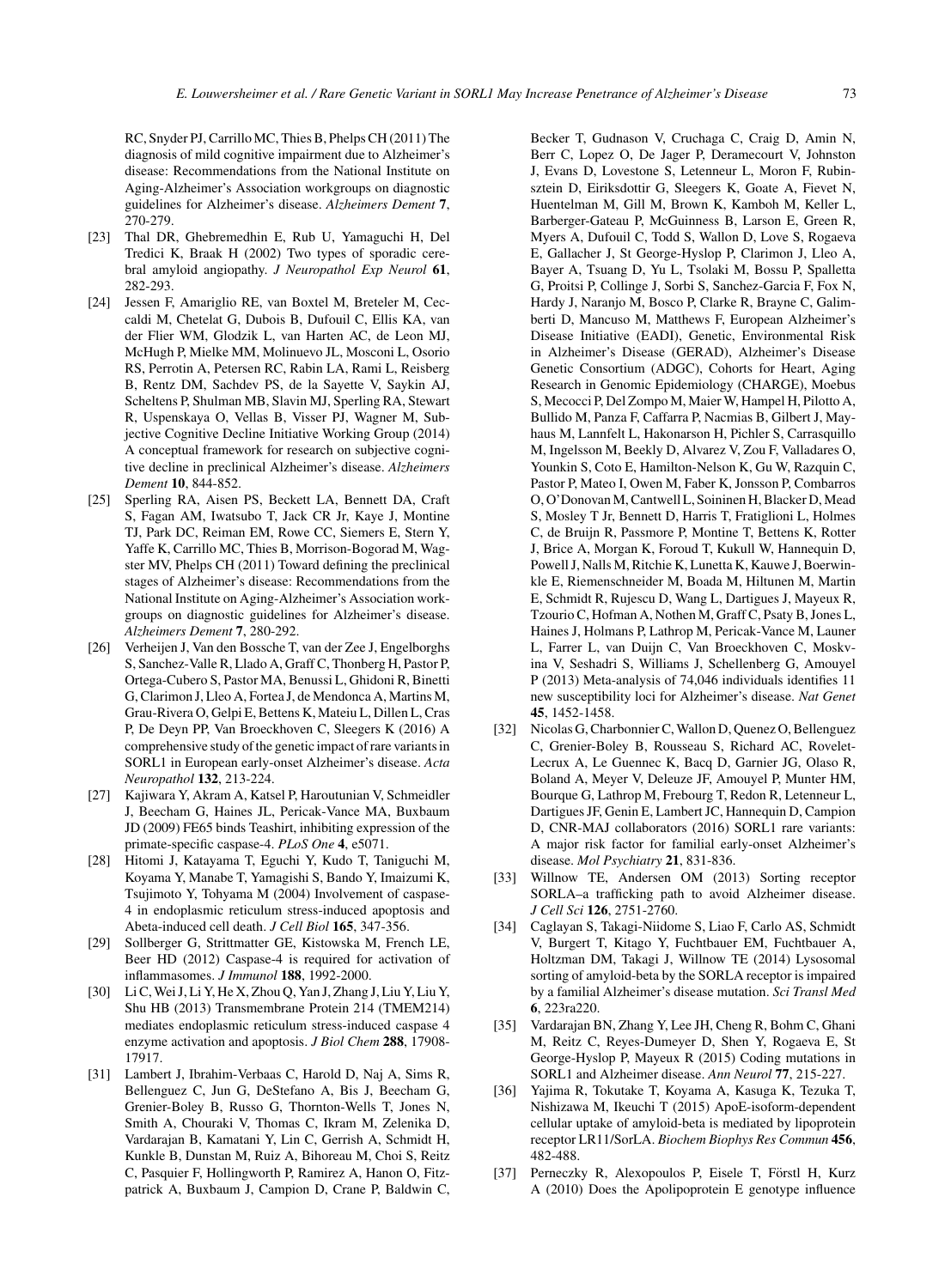RC, Snyder PJ, Carrillo MC, Thies B, Phelps CH (2011) The diagnosis of mild cognitive impairment due to Alzheimer's disease: Recommendations from the National Institute on Aging-Alzheimer's Association workgroups on diagnostic guidelines for Alzheimer's disease. *Alzheimers Dement* **7**, 270-279.

[23] Thal DR, Ghebremedhin E, Rub U, Yamaguchi H, Del Tredici K, Braak H (2002) Two types of sporadic cerebral amyloid angiopathy. *J Neuropathol Exp Neurol* **61**, 282-293.

[24] Jessen F, Amariglio RE, van Boxtel M, Breteler M, Ceccaldi M, Chetelat G, Dubois B, Dufouil C, Ellis KA, van der Flier WM, Glodzik L, van Harten AC, de Leon MJ, McHugh P, Mielke MM, Molinuevo JL, Mosconi L, Osorio RS, Perrotin A, Petersen RC, Rabin LA, Rami L, Reisberg B, Rentz DM, Sachdev PS, de la Sayette V, Saykin AJ, Scheltens P, Shulman MB, Slavin MJ, Sperling RA, Stewart R, Uspenskaya O, Vellas B, Visser PJ, Wagner M, Subjective Cognitive Decline Initiative Working Group (2014) A conceptual framework for research on subjective cognitive decline in preclinical Alzheimer's disease. *Alzheimers Dement* **10**, 844-852.

[25] Sperling RA, Aisen PS, Beckett LA, Bennett DA, Craft S, Fagan AM, Iwatsubo T, Jack CR Jr, Kaye J, Montine TJ, Park DC, Reiman EM, Rowe CC, Siemers E, Stern Y, Yaffe K, Carrillo MC, Thies B, Morrison-Bogorad M, Wagster MV, Phelps CH (2011) Toward defining the preclinical stages of Alzheimer's disease: Recommendations from the National Institute on Aging-Alzheimer's Association workgroups on diagnostic guidelines for Alzheimer's disease. *Alzheimers Dement* **7**, 280-292.

[26] Verheijen J, Van den Bossche T, van der Zee J, Engelborghs S, Sanchez-Valle R, Llado A, Graff C, Thonberg H, Pastor P, Ortega-Cubero S, Pastor MA, Benussi L, Ghidoni R, Binetti G, Clarimon J, Lleo A, Fortea J, de Mendonca A, Martins M, Grau-Rivera O, Gelpi E, Bettens K, Mateiu L, Dillen L, Cras P, De Deyn PP, Van Broeckhoven C, Sleegers K (2016) A comprehensive study of the genetic impact of rare variants in SORL1 in European early-onset Alzheimer's disease. *Acta Neuropathol* **132**, 213-224.

[27] Kajiwara Y, Akram A, Katsel P, Haroutunian V, Schmeidler J, Beecham G, Haines JL, Pericak-Vance MA, Buxbaum JD (2009) FE65 binds Teashirt, inhibiting expression of the primate-specific caspase-4. *PLoS One* **4**, e5071.

[28] Hitomi J, Katayama T, Eguchi Y, Kudo T, Taniguchi M, Koyama Y, Manabe T, Yamagishi S, Bando Y, Imaizumi K, Tsujimoto Y, Tohyama M (2004) Involvement of caspase-4 in endoplasmic reticulum stress-induced apoptosis and Abeta-induced cell death. *J Cell Biol* **165**, 347-356.

[29] Sollberger G, Strittmatter GE, Kistowska M, French LE, Beer HD (2012) Caspase-4 is required for activation of inflammasomes. *J Immunol* **188**, 1992-2000.

[30] Li C, Wei J, Li Y, He X, Zhou Q, Yan J, Zhang J, Liu Y, Liu Y, Shu HB (2013) Transmembrane Protein 214 (TMEM214) mediates endoplasmic reticulum stress-induced caspase 4 enzyme activation and apoptosis. *J Biol Chem* **288**, 17908-17917.

[31] Lambert J, Ibrahim-Verbaas C, Harold D, Naj A, Sims R, Bellenguez C, Jun G, DeStefano A, Bis J, Beecham G, Grenier-Boley B, Russo G, Thornton-Wells T, Jones N, Smith A, Chouraki V, Thomas C, Ikram M, Zelenika D, Vardarajan B, Kamatani Y, Lin C, Gerrish A, Schmidt H, Kunkle B, Dunstan M, Ruiz A, Bihoreau M, Choi S, Reitz C, Pasquier F, Hollingworth P, Ramirez A, Hanon O, Fitzpatrick A, Buxbaum J, Campion D, Crane P, Baldwin C, Becker T, Gudnason V, Cruchaga C, Craig D, Amin N, Berr C, Lopez O, De Jager P, Deramecourt V, Johnston J, Evans D, Lovestone S, Letenneur L, Moron F, Rubinsztein D, Eiriksdottir G, Sleegers K, Goate A, Fievet N, Huentelman M, Gill M, Brown K, Kamboh M, Keller L, Barberger-Gateau P, McGuinness B, Larson E, Green R, Myers A, Dufouil C, Todd S, Wallon D, Love S, Rogaeva E, Gallacher J, St George-Hyslop P, Clarimon J, Lleo A, Bayer A, Tsuang D, Yu L, Tsolaki M, Bossu P, Spalletta G, Proitsi P, Collinge J, Sorbi S, Sanchez-Garcia F, Fox N, Hardy J, Naranjo M, Bosco P, Clarke R, Brayne C, Galimberti D, Mancuso M, Matthews F, European Alzheimer's Disease Initiative (EADI), Genetic, Environmental Risk in Alzheimer's Disease (GERAD), Alzheimer's Disease Genetic Consortium (ADGC), Cohorts for Heart, Aging Research in Genomic Epidemiology (CHARGE), Moebus S, Mecocci P, Del Zompo M, Maier W, Hampel H, Pilotto A, Bullido M, Panza F, Caffarra P, Nacmias B, Gilbert J, Mayhaus M, Lannfelt L, Hakonarson H, Pichler S, Carrasquillo M, Ingelsson M, Beekly D, Alvarez V, Zou F, Valladares O, Younkin S, Coto E, Hamilton-Nelson K, Gu W, Razquin C, Pastor P, Mateo I, Owen M, Faber K, Jonsson P, Combarros O, O'Donovan M, Cantwell L, Soininen H, Blacker D, Mead S, Mosley T Jr, Bennett D, Harris T, Fratiglioni L, Holmes C, de Bruijn R, Passmore P, Montine T, Bettens K, Rotter J, Brice A, Morgan K, Foroud T, Kukull W, Hannequin D, Powell J, Nalls M, Ritchie K, Lunetta K, Kauwe J, Boerwinkle E, Riemenschneider M, Boada M, Hiltunen M, Martin E, Schmidt R, Rujescu D, Wang L, Dartigues J, Mayeux R, Tzourio C, Hofman A, Nothen M, Graff C, Psaty B, Jones L, Haines J, Holmans P, Lathrop M, Pericak-Vance M, Launer L, Farrer L, van Duijn C, Van Broeckhoven C, Moskvina V, Seshadri S, Williams J, Schellenberg G, Amouyel P (2013) Meta-analysis of 74,046 individuals identifies 11 new susceptibility loci for Alzheimer's disease. *Nat Genet* **45**, 1452-1458.

[32] Nicolas G, Charbonnier C, Wallon D, Quenez O, Bellenguez C, Grenier-Boley B, Rousseau S, Richard AC, Rovelet-Lecrux A, Le Guennec K, Bacq D, Garnier JG, Olaso R, Boland A, Meyer V, Deleuze JF, Amouyel P, Munter HM, Bourque G, Lathrop M, Frebourg T, Redon R, Letenneur L, Dartigues JF, Genin E, Lambert JC, Hannequin D, Campion D, CNR-MAJ collaborators (2016) SORL1 rare variants: A major risk factor for familial early-onset Alzheimer's disease. *Mol Psychiatry* **21**, 831-836.

[33] Willnow TE, Andersen OM (2013) Sorting receptor SORLA–a trafficking path to avoid Alzheimer disease. *J Cell Sci* **126**, 2751-2760.

[34] Caglayan S, Takagi-Niidome S, Liao F, Carlo AS, Schmidt V, Burgert T, Kitago Y, Fuchtbauer EM, Fuchtbauer A, Holtzman DM, Takagi J, Willnow TE (2014) Lysosomal sorting of amyloid-beta by the SORLA receptor is impaired by a familial Alzheimer's disease mutation. *Sci Transl Med* **6**, 223ra220.

[35] Vardarajan BN, Zhang Y, Lee JH, Cheng R, Bohm C, Ghani M, Reitz C, Reyes-Dumeyer D, Shen Y, Rogaeva E, St George-Hyslop P, Mayeux R (2015) Coding mutations in SORL1 and Alzheimer disease. *Ann Neurol* **77**, 215-227.

[36] Yajima R, Tokutake T, Koyama A, Kasuga K, Tezuka T, Nishizawa M, Ikeuchi T (2015) ApoE-isoform-dependent cellular uptake of amyloid-beta is mediated by lipoprotein receptor LR11/SorLA. *Biochem Biophys Res Commun* **456**, 482-488.

[37] Perneczky R, Alexopoulos P, Eisele T, Förstl H, Kurz A (2010) Does the Apolipoprotein E genotype influence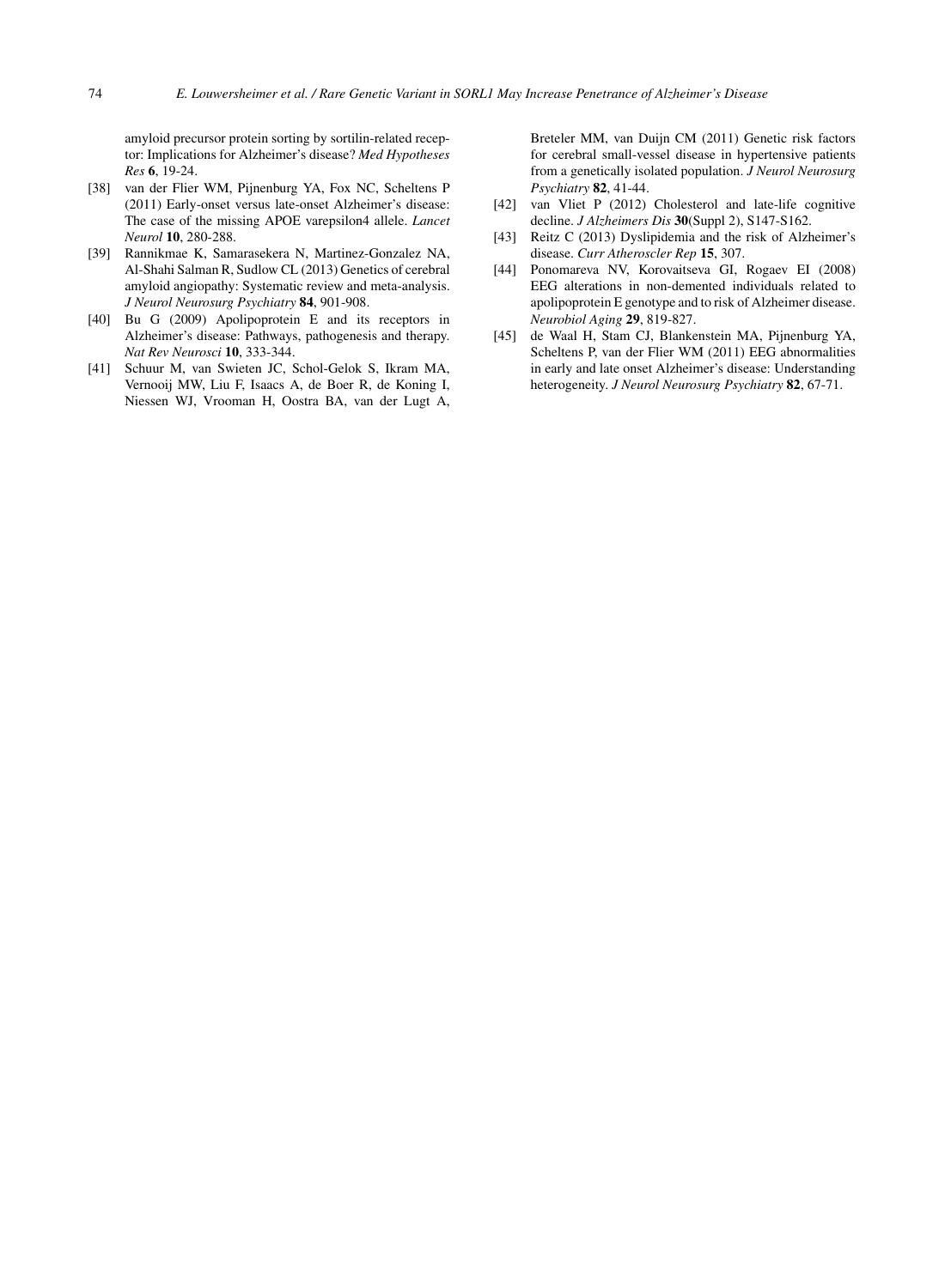amyloid precursor protein sorting by sortilin-related receptor: Implications for Alzheimer's disease? *Med Hypotheses Res* **6**, 19-24.

[38] van der Flier WM, Pijnenburg YA, Fox NC, Scheltens P (2011) Early-onset versus late-onset Alzheimer's disease: The case of the missing APOE varepsilon4 allele. *Lancet Neurol* **10**, 280-288.

[39] Rannikmae K, Samarasekera N, Martinez-Gonzalez NA, Al-Shahi Salman R, Sudlow CL (2013) Genetics of cerebral amyloid angiopathy: Systematic review and meta-analysis. *J Neurol Neurosurg Psychiatry* **84**, 901-908.

[40] Bu G (2009) Apolipoprotein E and its receptors in Alzheimer's disease: Pathways, pathogenesis and therapy. *Nat Rev Neurosci* **10**, 333-344.

[41] Schuur M, van Swieten JC, Schol-Gelok S, Ikram MA, Vernooij MW, Liu F, Isaacs A, de Boer R, de Koning I, Niessen WJ, Vrooman H, Oostra BA, van der Lugt A, Breteler MM, van Duijn CM (2011) Genetic risk factors for cerebral small-vessel disease in hypertensive patients from a genetically isolated population. *J Neurol Neurosurg Psychiatry* **82**, 41-44.

[42] van Vliet P (2012) Cholesterol and late-life cognitive decline. *J Alzheimers Dis* **30**(Suppl 2), S147-S162.

[43] Reitz C (2013) Dyslipidemia and the risk of Alzheimer's disease. *Curr Atheroscler Rep* **15**, 307.

[44] Ponomareva NV, Korovaitseva GI, Rogaev EI (2008) EEG alterations in non-demented individuals related to apolipoprotein E genotype and to risk of Alzheimer disease. *Neurobiol Aging* **29**, 819-827.

[45] de Waal H, Stam CJ, Blankenstein MA, Pijnenburg YA, Scheltens P, van der Flier WM (2011) EEG abnormalities in early and late onset Alzheimer's disease: Understanding heterogeneity. *J Neurol Neurosurg Psychiatry* **82**, 67-71.